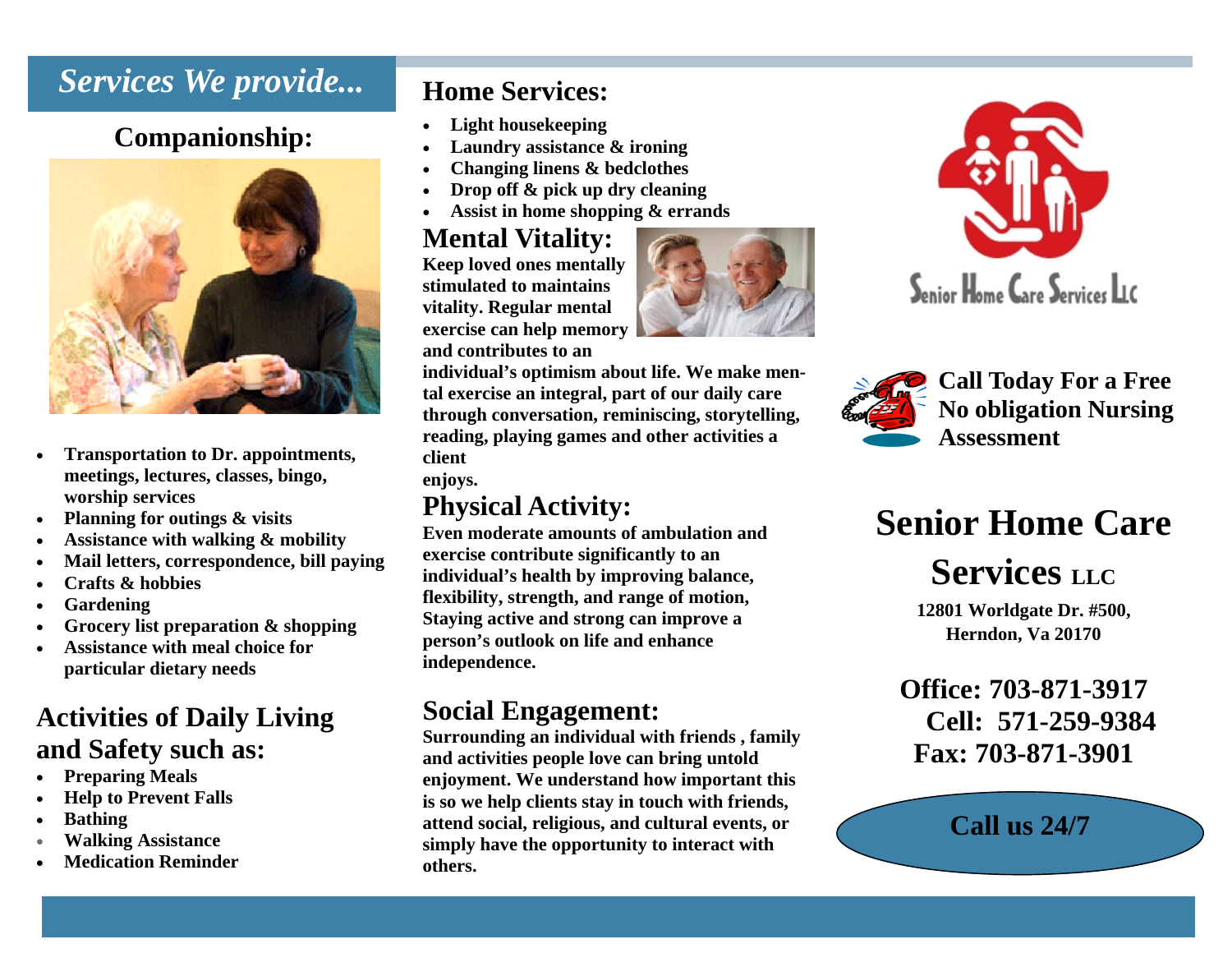# *Services We provide...*

## Companionship:

- Transportation to Dr. appointments, meetings, lectures, classes, bingo, worship services
- Planning for outings & visits
- Assistance with walking & mobility
- Mail letters, correspondence, bill paying
- Crafts & hobbies
- Gardening
- Grocery list preparation & shopping
- Assistance with meal choice for particular dietary needs

## Activities of Daily Living and Safety such as:

- Preparing Meals
- Help to Prevent Falls
- Bathing
- Walking Assistance
- Medication Reminder

## Home Services:

- Light housekeeping
- Laundry assistance & ironing
- Changing linens & bedclothes
- Drop off & pick up dry cleaning
- Assist in home shopping & errands

## Mental Vitality:

**Keep loved ones mentally stimulated to maintains vitality. Regular mental exercise can help memory and contributes to an individual's optimism about life. We make mental exercise an integral, part of our daily care through conversation, reminiscing, storytelling, reading, playing games and other activities a client enjoys.**

## Physical Activity:

**Even moderate amounts of ambulation and exercise contribute significantly to an individual's health by improving balance, flexibility, strength, and range of motion, Staying active and strong can improve a person's outlook on life and enhance independence.**

## Social Engagement:

**Surrounding an individual with friends , family and activities people love can bring untold enjoyment. We understand how important this is so we help clients stay in touch with friends, attend social, religious, and cultural events, or simply have the opportunity to interact with others.**

Senior Home Care Services LLC

**Call Today For a Free No obligation Nursing Assessment**

# Senior Home Care Services LLC

**12801 Worldgate Dr. #500,**
**Herndon, Va 20170**

**Office: 703-871-3917**
**Cell: 571-259-9384**
**Fax: 703-871-3901**

**Call us 24/7**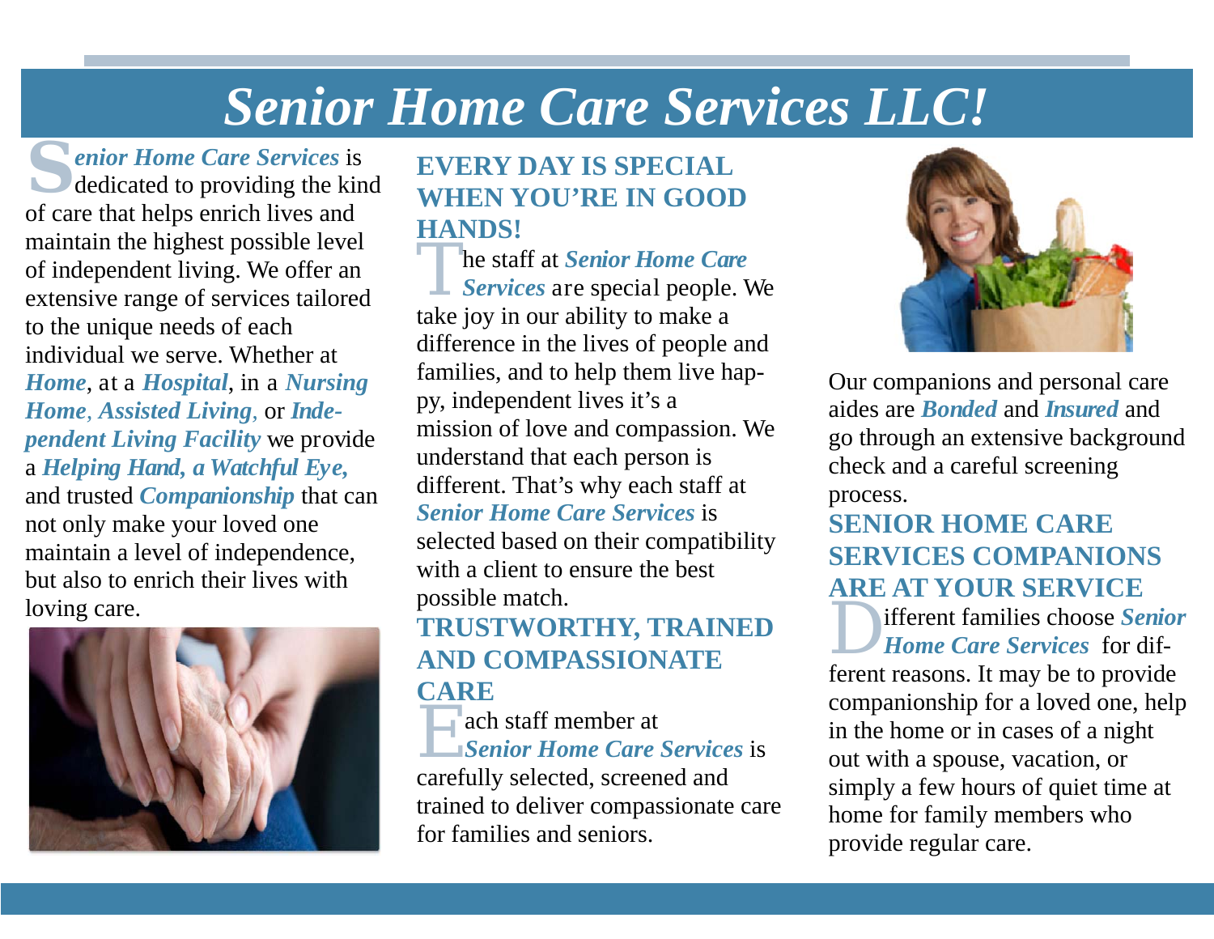# *Senior Home Care Services LLC!*

***Senior Home Care Services*** is dedicated to providing the kind of care that helps enrich lives and maintain the highest possible level of independent living. We offer an extensive range of services tailored to the unique needs of each individual we serve. Whether at ***Home***, at a ***Hospital***, in a ***Nursing Home***, ***Assisted Living***, or ***Independent Living Facility*** we provide a ***Helping Hand, a Watchful Eye,*** and trusted ***Companionship*** that can not only make your loved one maintain a level of independence, but also to enrich their lives with loving care.

## EVERY DAY IS SPECIAL WHEN YOU'RE IN GOOD HANDS!

The staff at ***Senior Home Care Services*** are special people. We take joy in our ability to make a difference in the lives of people and families, and to help them live happy, independent lives it's a mission of love and compassion. We understand that each person is different. That's why each staff at ***Senior Home Care Services*** is selected based on their compatibility with a client to ensure the best possible match.

## TRUSTWORTHY, TRAINED AND COMPASSIONATE CARE

Each staff member at ***Senior Home Care Services*** is carefully selected, screened and trained to deliver compassionate care for families and seniors.

Our companions and personal care aides are ***Bonded*** and ***Insured*** and go through an extensive background check and a careful screening process.

## SENIOR HOME CARE SERVICES COMPANIONS ARE AT YOUR SERVICE

Different families choose ***Senior Home Care Services*** for different reasons. It may be to provide companionship for a loved one, help in the home or in cases of a night out with a spouse, vacation, or simply a few hours of quiet time at home for family members who provide regular care.